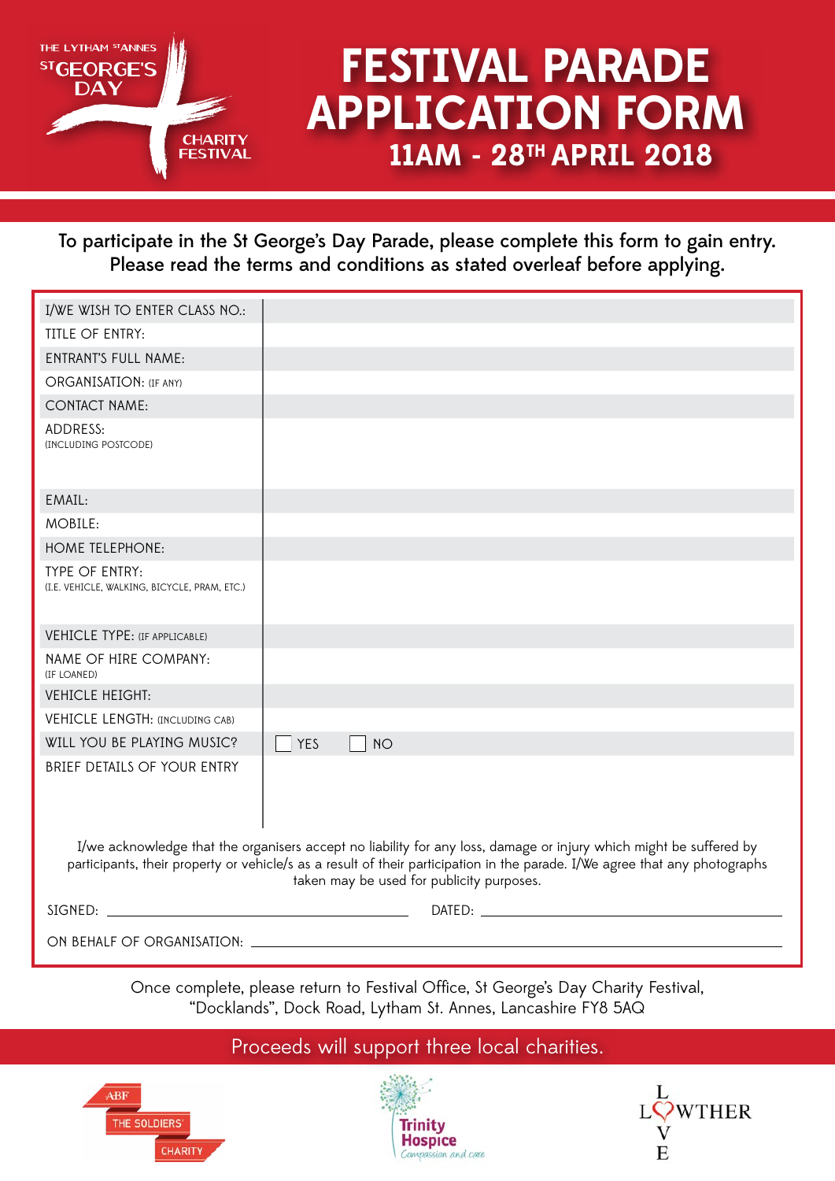THE LYTHAM ST ANNES ST GEORGE'S DAY CHARITY FESTIVAL

# FESTIVAL PARADE APPLICATION FORM

## 11AM - 28TH APRIL 2018

To participate in the St George's Day Parade, please complete this form to gain entry.
Please read the terms and conditions as stated overleaf before applying.

| | |
|---|---|
| I/WE WISH TO ENTER CLASS NO.: | |
| TITLE OF ENTRY: | |
| ENTRANT'S FULL NAME: | |
| ORGANISATION: (IF ANY) | |
| CONTACT NAME: | |
| ADDRESS: (INCLUDING POSTCODE) | |
| EMAIL: | |
| MOBILE: | |
| HOME TELEPHONE: | |
| TYPE OF ENTRY: (I.E. VEHICLE, WALKING, BICYCLE, PRAM, ETC.) | |
| VEHICLE TYPE: (IF APPLICABLE) | |
| NAME OF HIRE COMPANY: (IF LOANED) | |
| VEHICLE HEIGHT: | |
| VEHICLE LENGTH: (INCLUDING CAB) | |
| WILL YOU BE PLAYING MUSIC? | ☐ YES ☐ NO |
| BRIEF DETAILS OF YOUR ENTRY | |

I/we acknowledge that the organisers accept no liability for any loss, damage or injury which might be suffered by participants, their property or vehicle/s as a result of their participation in the parade. I/We agree that any photographs taken may be used for publicity purposes.

SIGNED: ______________________________ DATED: ______________________________

ON BEHALF OF ORGANISATION: ______________________________

Once complete, please return to Festival Office, St George's Day Charity Festival, "Docklands", Dock Road, Lytham St. Annes, Lancashire FY8 5AQ

Proceeds will support three local charities.

ABF THE SOLDIERS' CHARITY

Trinity Hospice — Compassion and care

LOWTHER LOVE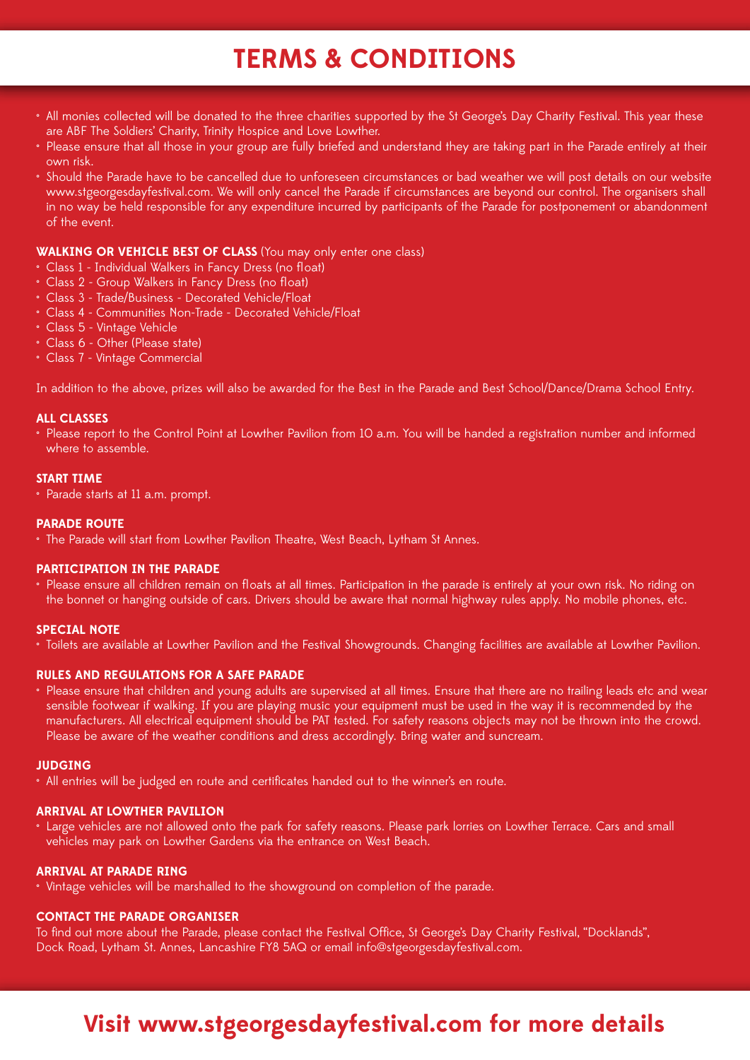# TERMS & CONDITIONS

- All monies collected will be donated to the three charities supported by the St George's Day Charity Festival. This year these are ABF The Soldiers' Charity, Trinity Hospice and Love Lowther.
- Please ensure that all those in your group are fully briefed and understand they are taking part in the Parade entirely at their own risk.
- Should the Parade have to be cancelled due to unforeseen circumstances or bad weather we will post details on our website www.stgeorgesdayfestival.com. We will only cancel the Parade if circumstances are beyond our control. The organisers shall in no way be held responsible for any expenditure incurred by participants of the Parade for postponement or abandonment of the event.

**WALKING OR VEHICLE BEST OF CLASS** (You may only enter one class)

- Class 1 - Individual Walkers in Fancy Dress (no float)
- Class 2 - Group Walkers in Fancy Dress (no float)
- Class 3 - Trade/Business - Decorated Vehicle/Float
- Class 4 - Communities Non-Trade - Decorated Vehicle/Float
- Class 5 - Vintage Vehicle
- Class 6 - Other (Please state)
- Class 7 - Vintage Commercial

In addition to the above, prizes will also be awarded for the Best in the Parade and Best School/Dance/Drama School Entry.

**ALL CLASSES**

- Please report to the Control Point at Lowther Pavilion from 10 a.m. You will be handed a registration number and informed where to assemble.

**START TIME**

- Parade starts at 11 a.m. prompt.

**PARADE ROUTE**

- The Parade will start from Lowther Pavilion Theatre, West Beach, Lytham St Annes.

**PARTICIPATION IN THE PARADE**

- Please ensure all children remain on floats at all times. Participation in the parade is entirely at your own risk. No riding on the bonnet or hanging outside of cars. Drivers should be aware that normal highway rules apply. No mobile phones, etc.

**SPECIAL NOTE**

- Toilets are available at Lowther Pavilion and the Festival Showgrounds. Changing facilities are available at Lowther Pavilion.

**RULES AND REGULATIONS FOR A SAFE PARADE**

- Please ensure that children and young adults are supervised at all times. Ensure that there are no trailing leads etc and wear sensible footwear if walking. If you are playing music your equipment must be used in the way it is recommended by the manufacturers. All electrical equipment should be PAT tested. For safety reasons objects may not be thrown into the crowd. Please be aware of the weather conditions and dress accordingly. Bring water and suncream.

**JUDGING**

- All entries will be judged en route and certificates handed out to the winner's en route.

**ARRIVAL AT LOWTHER PAVILION**

- Large vehicles are not allowed onto the park for safety reasons. Please park lorries on Lowther Terrace. Cars and small vehicles may park on Lowther Gardens via the entrance on West Beach.

**ARRIVAL AT PARADE RING**

- Vintage vehicles will be marshalled to the showground on completion of the parade.

**CONTACT THE PARADE ORGANISER**

To find out more about the Parade, please contact the Festival Office, St George's Day Charity Festival, "Docklands", Dock Road, Lytham St. Annes, Lancashire FY8 5AQ or email info@stgeorgesdayfestival.com.

## Visit www.stgeorgesdayfestival.com for more details